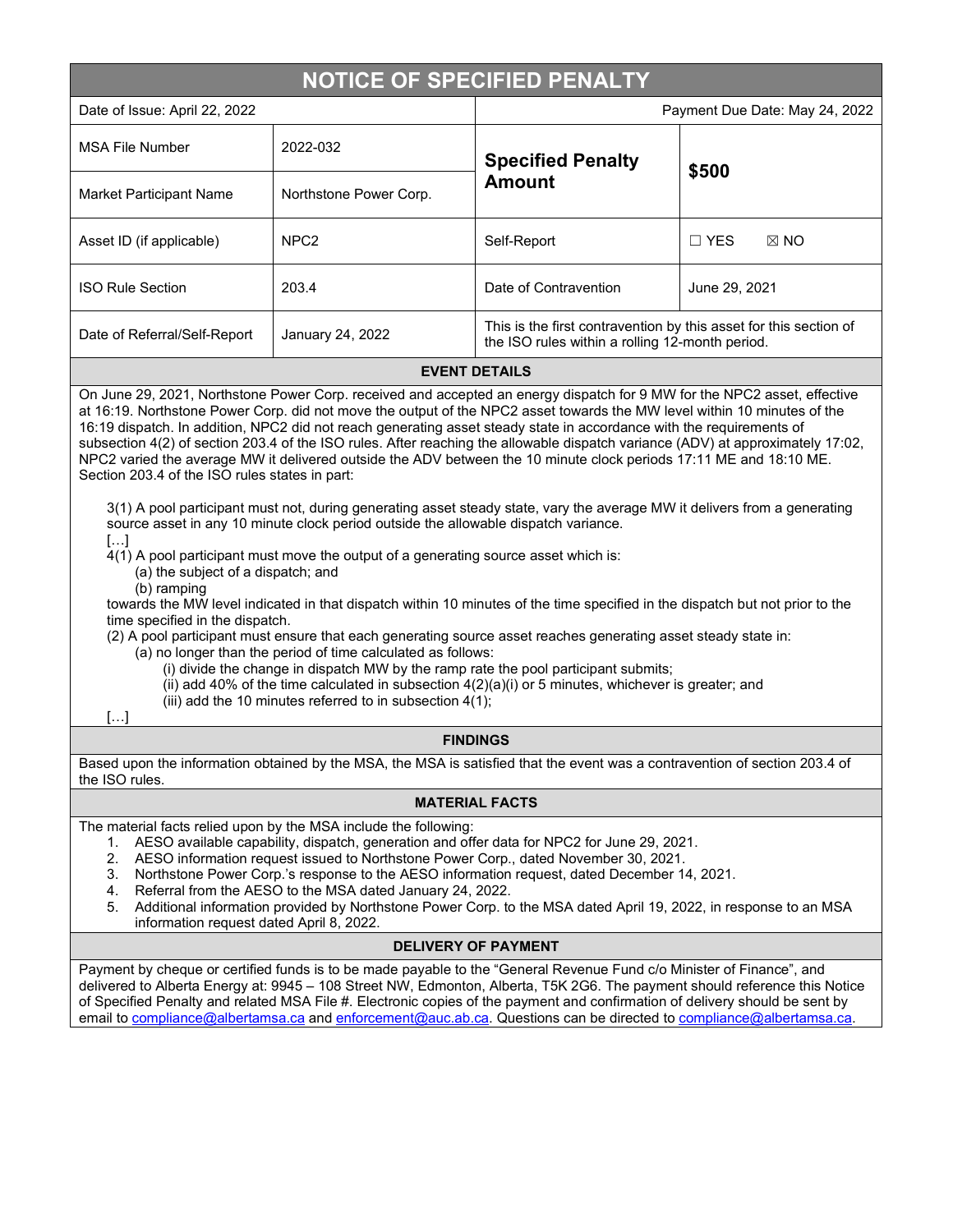# NOTICE OF SPECIFIED PENALTY

| Date of Issue: April 22, 2022 | | Payment Due Date: May 24, 2022 | |
|---|---|---|---|
| MSA File Number | 2022-032 | **Specified Penalty Amount** | **$500** |
| Market Participant Name | Northstone Power Corp. | | |
| Asset ID (if applicable) | NPC2 | Self-Report | ☐ YES ☒ NO |
| ISO Rule Section | 203.4 | Date of Contravention | June 29, 2021 |
| Date of Referral/Self-Report | January 24, 2022 | This is the first contravention by this asset for this section of the ISO rules within a rolling 12-month period. | |

## EVENT DETAILS

On June 29, 2021, Northstone Power Corp. received and accepted an energy dispatch for 9 MW for the NPC2 asset, effective at 16:19. Northstone Power Corp. did not move the output of the NPC2 asset towards the MW level within 10 minutes of the 16:19 dispatch. In addition, NPC2 did not reach generating asset steady state in accordance with the requirements of subsection 4(2) of section 203.4 of the ISO rules. After reaching the allowable dispatch variance (ADV) at approximately 17:02, NPC2 varied the average MW it delivered outside the ADV between the 10 minute clock periods 17:11 ME and 18:10 ME. Section 203.4 of the ISO rules states in part:

> 3(1) A pool participant must not, during generating asset steady state, vary the average MW it delivers from a generating source asset in any 10 minute clock period outside the allowable dispatch variance.
>
> […]
>
> 4(1) A pool participant must move the output of a generating source asset which is:
>
> (a) the subject of a dispatch; and
>
> (b) ramping
>
> towards the MW level indicated in that dispatch within 10 minutes of the time specified in the dispatch but not prior to the time specified in the dispatch.
>
> (2) A pool participant must ensure that each generating source asset reaches generating asset steady state in:
>
> (a) no longer than the period of time calculated as follows:
>
> (i) divide the change in dispatch MW by the ramp rate the pool participant submits;
>
> (ii) add 40% of the time calculated in subsection 4(2)(a)(i) or 5 minutes, whichever is greater; and
>
> (iii) add the 10 minutes referred to in subsection 4(1);
>
> […]

## FINDINGS

Based upon the information obtained by the MSA, the MSA is satisfied that the event was a contravention of section 203.4 of the ISO rules.

## MATERIAL FACTS

The material facts relied upon by the MSA include the following:

1. AESO available capability, dispatch, generation and offer data for NPC2 for June 29, 2021.
2. AESO information request issued to Northstone Power Corp., dated November 30, 2021.
3. Northstone Power Corp.'s response to the AESO information request, dated December 14, 2021.
4. Referral from the AESO to the MSA dated January 24, 2022.
5. Additional information provided by Northstone Power Corp. to the MSA dated April 19, 2022, in response to an MSA information request dated April 8, 2022.

## DELIVERY OF PAYMENT

Payment by cheque or certified funds is to be made payable to the "General Revenue Fund c/o Minister of Finance", and delivered to Alberta Energy at: 9945 – 108 Street NW, Edmonton, Alberta, T5K 2G6. The payment should reference this Notice of Specified Penalty and related MSA File #. Electronic copies of the payment and confirmation of delivery should be sent by email to compliance@albertamsa.ca and enforcement@auc.ab.ca. Questions can be directed to compliance@albertamsa.ca.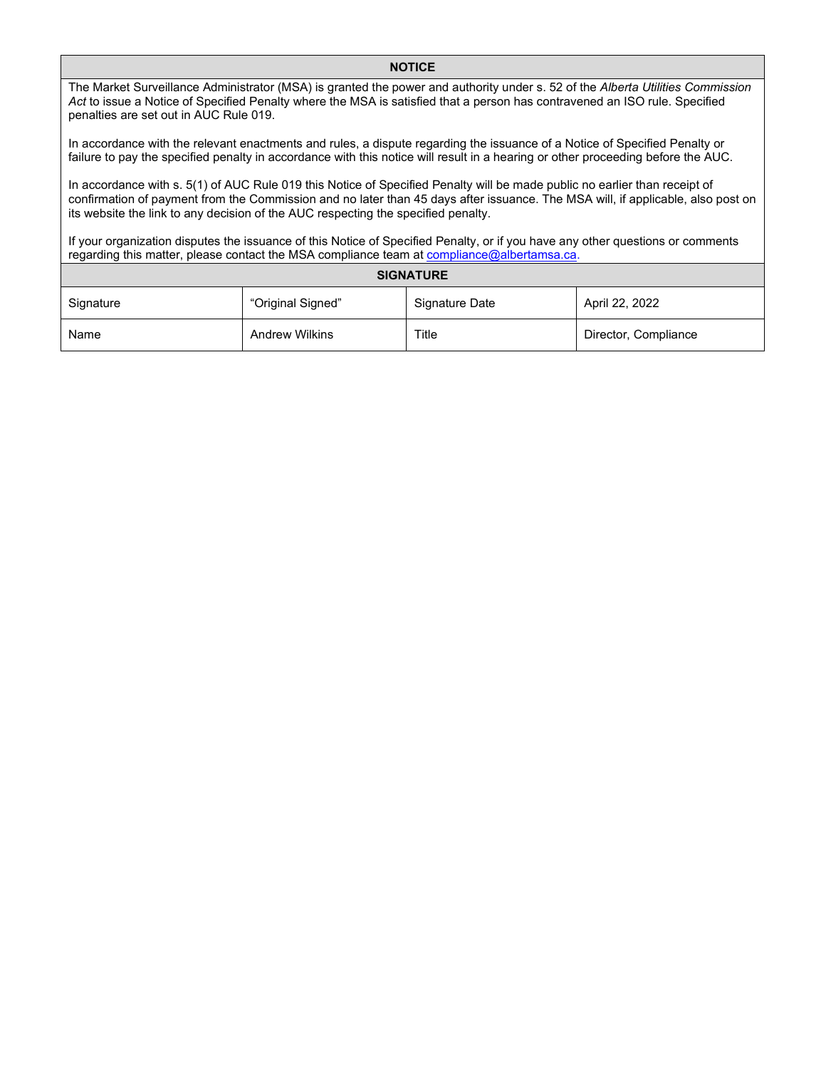| NOTICE | | | |
|---|---|---|---|
| The Market Surveillance Administrator (MSA) is granted the power and authority under s. 52 of the *Alberta Utilities Commission Act* to issue a Notice of Specified Penalty where the MSA is satisfied that a person has contravened an ISO rule. Specified penalties are set out in AUC Rule 019.<br><br>In accordance with the relevant enactments and rules, a dispute regarding the issuance of a Notice of Specified Penalty or failure to pay the specified penalty in accordance with this notice will result in a hearing or other proceeding before the AUC.<br><br>In accordance with s. 5(1) of AUC Rule 019 this Notice of Specified Penalty will be made public no earlier than receipt of confirmation of payment from the Commission and no later than 45 days after issuance. The MSA will, if applicable, also post on its website the link to any decision of the AUC respecting the specified penalty.<br><br>If your organization disputes the issuance of this Notice of Specified Penalty, or if you have any other questions or comments regarding this matter, please contact the MSA compliance team at compliance@albertamsa.ca. | | | |
| **SIGNATURE** | | | |
| Signature | "Original Signed" | Signature Date | April 22, 2022 |
| Name | Andrew Wilkins | Title | Director, Compliance |